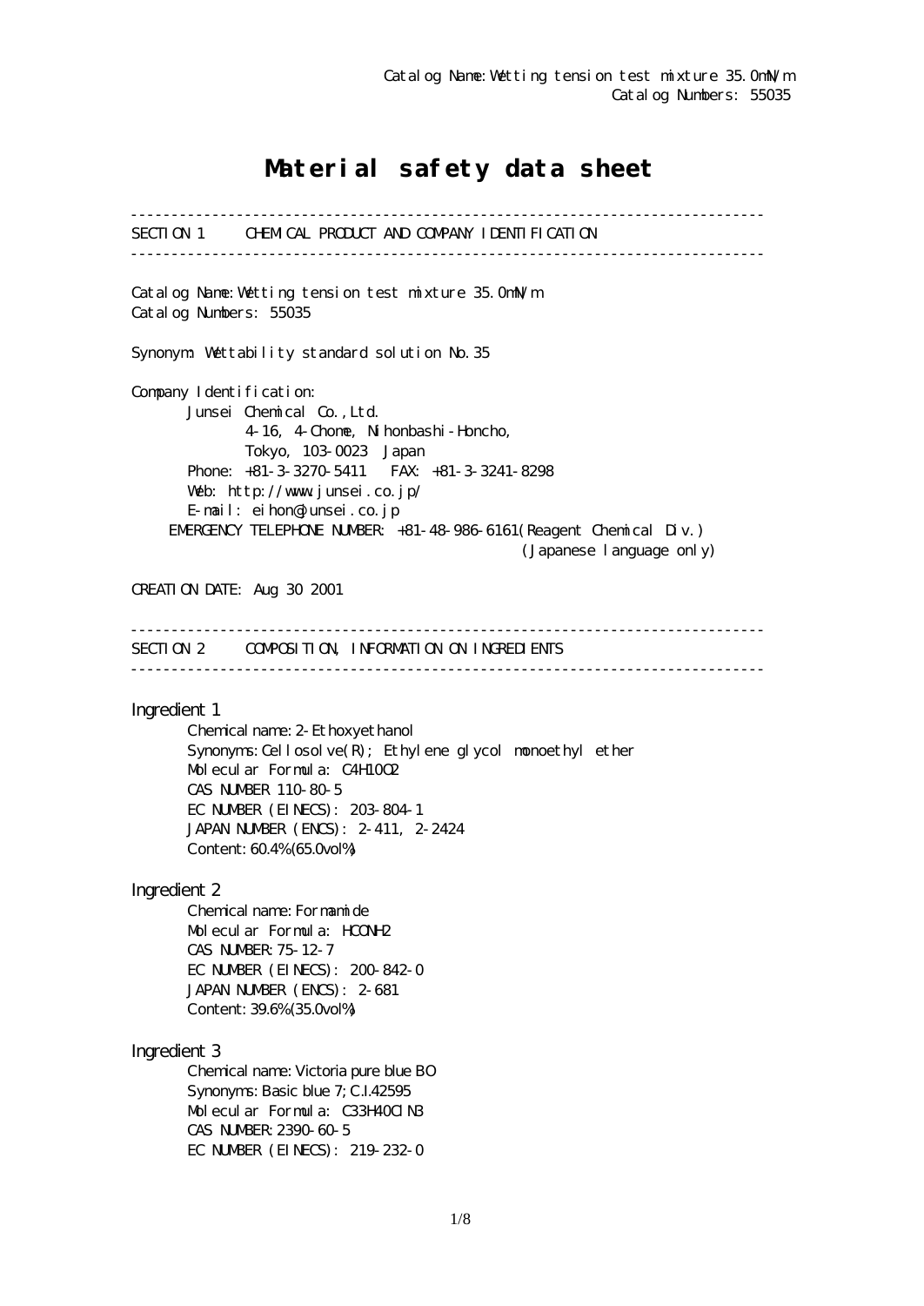Catalog Name: Wetting tension test mixture 35.0mN/m
Catalog Numbers: 55035

# Material safety data sheet

---

## SECTION 1 CHEMICAL PRODUCT AND COMPANY IDENTIFICATION

---

Catalog Name: Wetting tension test mixture 35.0mN/m
Catalog Numbers: 55035

Synonym: Wettability standard solution No.35

Company Identification:
Junsei Chemical Co.,Ltd.
4-16, 4-Chome, Nihonbashi-Honcho,
Tokyo, 103-0023 Japan
Phone: +81-3-3270-5411 FAX: +81-3-3241-8298
Web: http://www.junsei.co.jp/
E-mail: eihon@junsei.co.jp
EMERGENCY TELEPHONE NUMBER: +81-48-986-6161(Reagent Chemical Div.)
(Japanese language only)

CREATION DATE: Aug 30 2001

---

## SECTION 2 COMPOSITION, INFORMATION ON INGREDIENTS

---

Ingredient 1
Chemical name: 2-Ethoxyethanol
Synonyms: Cellosolve(R); Ethylene glycol monoethyl ether
Molecular Formula: $C_4H_{10}O_2$
CAS NUMBER 110-80-5
EC NUMBER (EINECS): 203-804-1
JAPAN NUMBER (ENCS): 2-411, 2-2424
Content: 60.4%(65.0vol%)

Ingredient 2
Chemical name: Formamide
Molecular Formula: $HCONH_2$
CAS NUMBER: 75-12-7
EC NUMBER (EINECS): 200-842-0
JAPAN NUMBER (ENCS): 2-681
Content: 39.6%(35.0vol%)

Ingredient 3
Chemical name: Victoria pure blue BO
Synonyms: Basic blue 7; C.I.42595
Molecular Formula: $C_{33}H_{40}ClN_3$
CAS NUMBER: 2390-60-5
EC NUMBER (EINECS): 219-232-0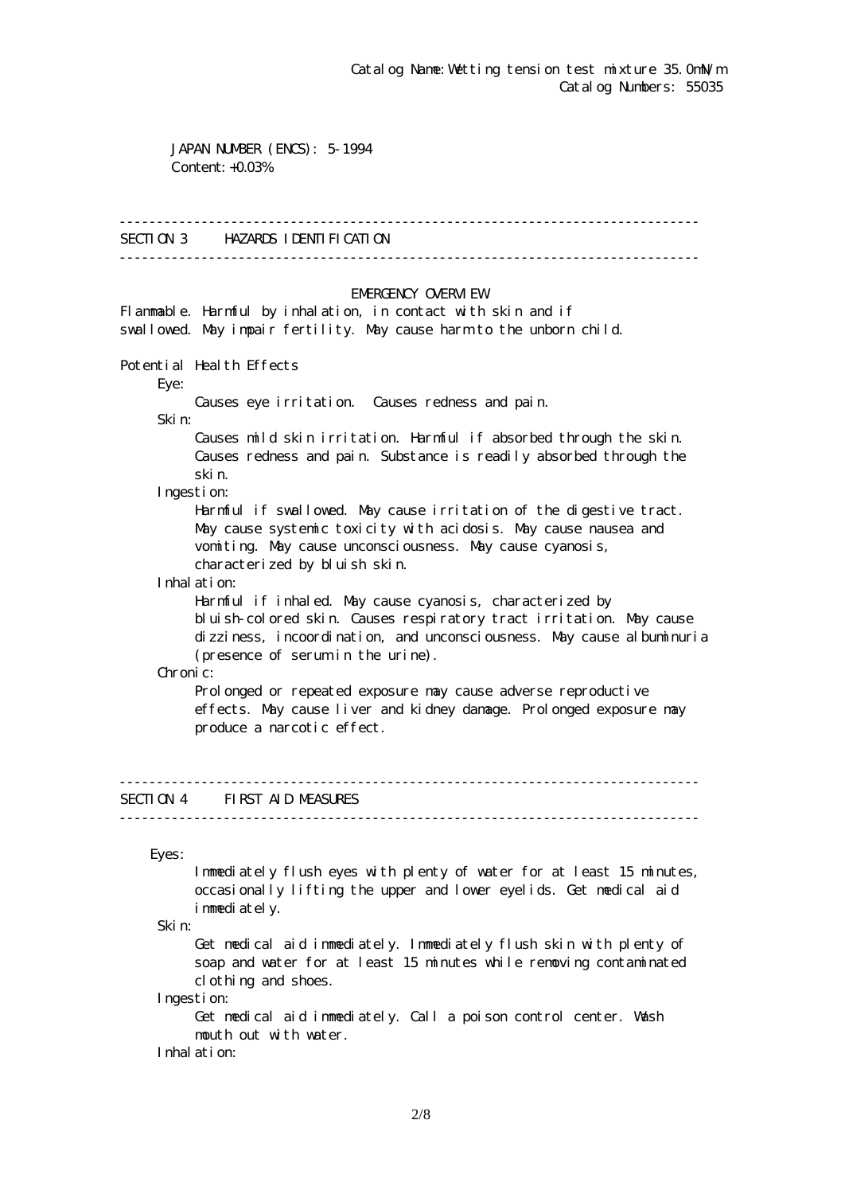Catalog Name: Wetting tension test mixture 35.0mN/m
Catalog Numbers: 55035

JAPAN NUMBER (ENCS): 5-1994
Content: +0.03%

---

## SECTION 3 HAZARDS IDENTIFICATION

---

### EMERGENCY OVERVIEW

Flammable. Harmful by inhalation, in contact with skin and if swallowed. May impair fertility. May cause harm to the unborn child.

Potential Health Effects

Eye:
Causes eye irritation. Causes redness and pain.

Skin:
Causes mild skin irritation. Harmful if absorbed through the skin. Causes redness and pain. Substance is readily absorbed through the skin.

Ingestion:
Harmful if swallowed. May cause irritation of the digestive tract. May cause systemic toxicity with acidosis. May cause nausea and vomiting. May cause unconsciousness. May cause cyanosis, characterized by bluish skin.

Inhalation:
Harmful if inhaled. May cause cyanosis, characterized by bluish-colored skin. Causes respiratory tract irritation. May cause dizziness, incoordination, and unconsciousness. May cause albuminuria (presence of serum in the urine).

Chronic:
Prolonged or repeated exposure may cause adverse reproductive effects. May cause liver and kidney damage. Prolonged exposure may produce a narcotic effect.

---

## SECTION 4 FIRST AID MEASURES

---

Eyes:
Immediately flush eyes with plenty of water for at least 15 minutes, occasionally lifting the upper and lower eyelids. Get medical aid immediately.

Skin:
Get medical aid immediately. Immediately flush skin with plenty of soap and water for at least 15 minutes while removing contaminated clothing and shoes.

Ingestion:
Get medical aid immediately. Call a poison control center. Wash mouth out with water.

Inhalation: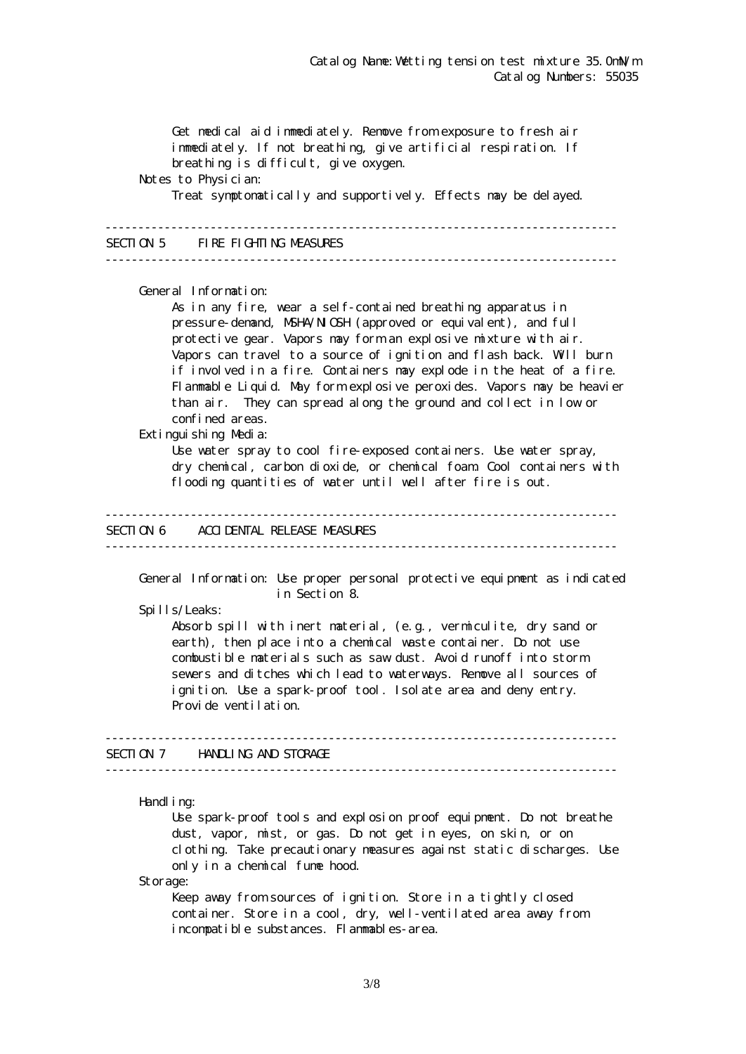Get medical aid immediately. Remove from exposure to fresh air immediately. If not breathing, give artificial respiration. If breathing is difficult, give oxygen.

Notes to Physician:

Treat symptomatically and supportively. Effects may be delayed.

---

## SECTION 5 FIRE FIGHTING MEASURES

---

General Information:

As in any fire, wear a self-contained breathing apparatus in pressure-demand, MSHA/NIOSH (approved or equivalent), and full protective gear. Vapors may form an explosive mixture with air. Vapors can travel to a source of ignition and flash back. Will burn if involved in a fire. Containers may explode in the heat of a fire. Flammable Liquid. May form explosive peroxides. Vapors may be heavier than air. They can spread along the ground and collect in low or confined areas.

Extinguishing Media:

Use water spray to cool fire-exposed containers. Use water spray, dry chemical, carbon dioxide, or chemical foam. Cool containers with flooding quantities of water until well after fire is out.

---

## SECTION 6 ACCIDENTAL RELEASE MEASURES

---

General Information: Use proper personal protective equipment as indicated in Section 8.

Spills/Leaks:

Absorb spill with inert material, (e.g., vermiculite, dry sand or earth), then place into a chemical waste container. Do not use combustible materials such as saw dust. Avoid runoff into storm sewers and ditches which lead to waterways. Remove all sources of ignition. Use a spark-proof tool. Isolate area and deny entry. Provide ventilation.

---

## SECTION 7 HANDLING AND STORAGE

---

Handling:

Use spark-proof tools and explosion proof equipment. Do not breathe dust, vapor, mist, or gas. Do not get in eyes, on skin, or on clothing. Take precautionary measures against static discharges. Use only in a chemical fume hood.

Storage:

Keep away from sources of ignition. Store in a tightly closed container. Store in a cool, dry, well-ventilated area away from incompatible substances. Flammables-area.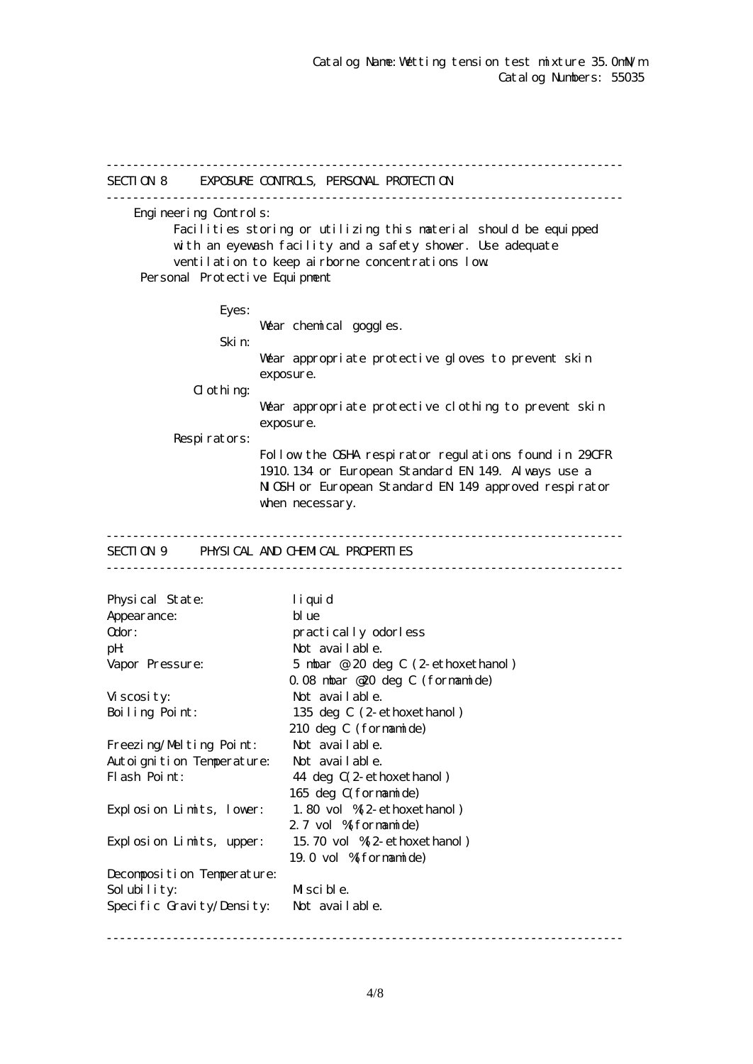Catalog Name: Wetting tension test mixture 35.0mN/m
Catalog Numbers: 55035

## SECTION 8 EXPOSURE CONTROLS, PERSONAL PROTECTION

**Engineering Controls:**

Facilities storing or utilizing this material should be equipped with an eyewash facility and a safety shower. Use adequate ventilation to keep airborne concentrations low.

**Personal Protective Equipment**

**Eyes:**
Wear chemical goggles.

**Skin:**
Wear appropriate protective gloves to prevent skin exposure.

**Clothing:**
Wear appropriate protective clothing to prevent skin exposure.

**Respirators:**
Follow the OSHA respirator regulations found in 29CFR 1910.134 or European Standard EN 149. Always use a NIOSH or European Standard EN 149 approved respirator when necessary.

## SECTION 9 PHYSICAL AND CHEMICAL PROPERTIES

| Property | Value |
|---|---|
| Physical State: | liquid |
| Appearance: | blue |
| Odor: | practically odorless |
| pH: | Not available. |
| Vapor Pressure: | 5 mbar @ 20 deg C (2-ethoxethanol)<br>0.08 mbar @20 deg C (formamide) |
| Viscosity: | Not available. |
| Boiling Point: | 135 deg C (2-ethoxethanol)<br>210 deg C (formamide) |
| Freezing/Melting Point: | Not available. |
| Autoignition Temperature: | Not available. |
| Flash Point: | 44 deg C(2-ethoxethanol)<br>165 deg C(formamide) |
| Explosion Limits, lower: | 1.80 vol %(2-ethoxethanol)<br>2.7 vol %(formamide) |
| Explosion Limits, upper: | 15.70 vol %(2-ethoxethanol)<br>19.0 vol %(formamide) |
| Decomposition Temperature: | |
| Solubility: | Miscible. |
| Specific Gravity/Density: | Not available. |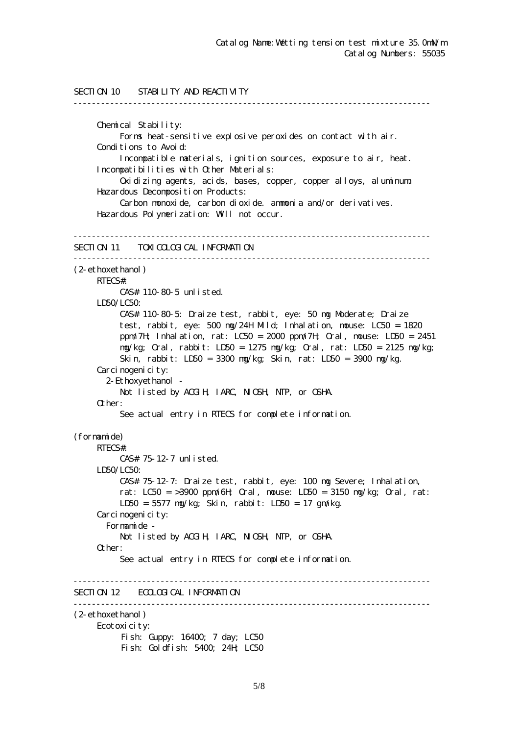## SECTION 10 STABILITY AND REACTIVITY

Chemical Stability:
    Forms heat-sensitive explosive peroxides on contact with air.

Conditions to Avoid:
    Incompatible materials, ignition sources, exposure to air, heat.

Incompatibilities with Other Materials:
    Oxidizing agents, acids, bases, copper, copper alloys, aluminum.

Hazardous Decomposition Products:
    Carbon monoxide, carbon dioxide. ammonia and/or derivatives.

Hazardous Polymerization: Will not occur.

## SECTION 11 TOXICOLOGICAL INFORMATION

(2-ethoxethanol)

RTECS#:
    CAS# 110-80-5 unlisted.

LD50/LC50:
    CAS# 110-80-5: Draize test, rabbit, eye: 50 mg Moderate; Draize test, rabbit, eye: 500 mg/24H Mild; Inhalation, mouse: LC50 = 1820 ppm/7H; Inhalation, rat: LC50 = 2000 ppm/7H; Oral, mouse: LD50 = 2451 mg/kg; Oral, rabbit: LD50 = 1275 mg/kg; Oral, rat: LD50 = 2125 mg/kg; Skin, rabbit: LD50 = 3300 mg/kg; Skin, rat: LD50 = 3900 mg/kg.

Carcinogenicity:
  2-Ethoxyethanol -
    Not listed by ACGIH, IARC, NIOSH, NTP, or OSHA.

Other:
    See actual entry in RTECS for complete information.

(formamide)

RTECS#:
    CAS# 75-12-7 unlisted.

LD50/LC50:
    CAS# 75-12-7: Draize test, rabbit, eye: 100 mg Severe; Inhalation, rat: LC50 = >3900 ppm/6H; Oral, mouse: LD50 = 3150 mg/kg; Oral, rat: LD50 = 5577 mg/kg; Skin, rabbit: LD50 = 17 gm/kg.

Carcinogenicity:
  Formamide -
    Not listed by ACGIH, IARC, NIOSH, NTP, or OSHA.

Other:
    See actual entry in RTECS for complete information.

## SECTION 12 ECOLOGICAL INFORMATION

(2-ethoxethanol)

Ecotoxicity:
    Fish: Guppy: 16400; 7 day; LC50
    Fish: Goldfish: 5400; 24H; LC50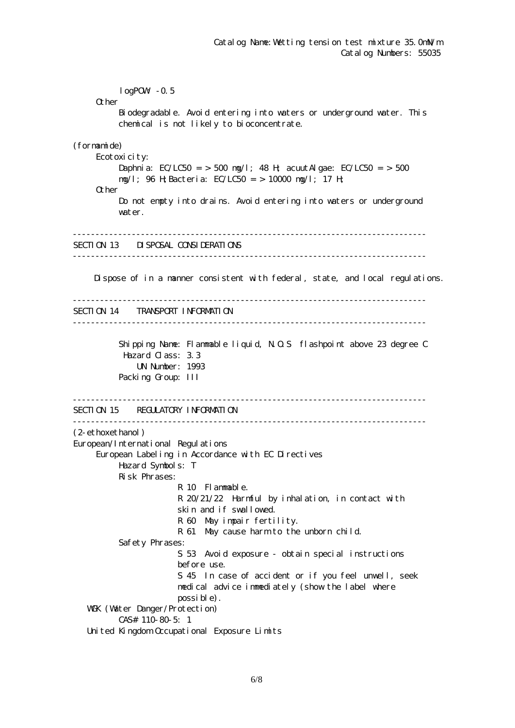logPOW: -0.5

Other

Biodegradable. Avoid entering into waters or underground water. This chemical is not likely to bioconcentrate.

(formamide)

Ecotoxicity:

Daphnia: EC/LC50 = > 500 mg/l; 48 H; acuutAlgae: EC/LC50 = > 500 mg/l; 96 H;Bacteria: EC/LC50 = > 10000 mg/l; 17 H;

Other

Do not empty into drains. Avoid entering into waters or underground water.

---

## SECTION 13 DISPOSAL CONSIDERATIONS

---

Dispose of in a manner consistent with federal, state, and local regulations.

---

## SECTION 14 TRANSPORT INFORMATION

---

Shipping Name: Flammable liquid, N.O.S flashpoint above 23 degree C
Hazard Class: 3.3
UN Number: 1993
Packing Group: III

---

## SECTION 15 REGULATORY INFORMATION

---

(2-ethoxethanol)

European/International Regulations

European Labeling in Accordance with EC Directives

Hazard Symbols: T

Risk Phrases:

R 10 Flammable.

R 20/21/22 Harmful by inhalation, in contact with skin and if swallowed.

R 60 May impair fertility.

R 61 May cause harm to the unborn child.

Safety Phrases:

S 53 Avoid exposure - obtain special instructions before use.

S 45 In case of accident or if you feel unwell, seek medical advice immediately (show the label where possible).

WGK (Water Danger/Protection)

CAS# 110-80-5: 1

United Kingdom Occupational Exposure Limits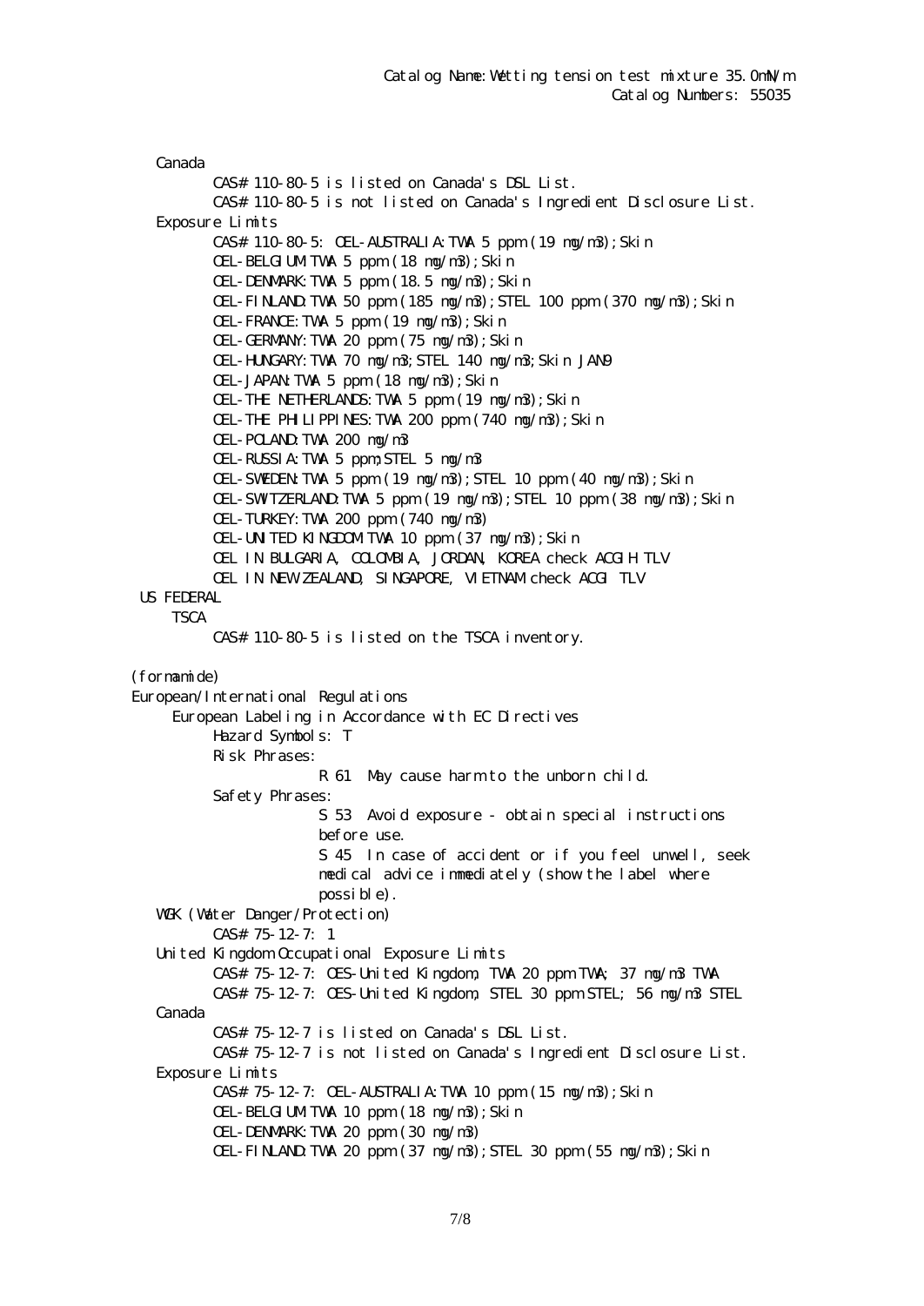Canada

CAS# 110-80-5 is listed on Canada's DSL List.

CAS# 110-80-5 is not listed on Canada's Ingredient Disclosure List.

Exposure Limits

CAS# 110-80-5: OEL-AUSTRALIA:TWA 5 ppm (19 mg/m3);Skin
OEL-BELGIUM:TWA 5 ppm (18 mg/m3);Skin
OEL-DENMARK:TWA 5 ppm (18.5 mg/m3);Skin
OEL-FINLAND:TWA 50 ppm (185 mg/m3);STEL 100 ppm (370 mg/m3);Skin
OEL-FRANCE:TWA 5 ppm (19 mg/m3);Skin
OEL-GERMANY:TWA 20 ppm (75 mg/m3);Skin
OEL-HUNGARY:TWA 70 mg/m3;STEL 140 mg/m3;Skin JAN9
OEL-JAPAN:TWA 5 ppm (18 mg/m3);Skin
OEL-THE NETHERLANDS:TWA 5 ppm (19 mg/m3);Skin
OEL-THE PHILIPPINES:TWA 200 ppm (740 mg/m3);Skin
OEL-POLAND:TWA 200 mg/m3
OEL-RUSSIA:TWA 5 ppm;STEL 5 mg/m3
OEL-SWEDEN:TWA 5 ppm (19 mg/m3);STEL 10 ppm (40 mg/m3);Skin
OEL-SWITZERLAND:TWA 5 ppm (19 mg/m3);STEL 10 ppm (38 mg/m3);Skin
OEL-TURKEY:TWA 200 ppm (740 mg/m3)
OEL-UNITED KINGDOM:TWA 10 ppm (37 mg/m3);Skin
OEL IN BULGARIA, COLOMBIA, JORDAN, KOREA check ACGIH TLV
OEL IN NEW ZEALAND, SINGAPORE, VIETNAM check ACGI TLV

US FEDERAL

TSCA

CAS# 110-80-5 is listed on the TSCA inventory.

(formamide)

European/International Regulations

European Labeling in Accordance with EC Directives

Hazard Symbols: T

Risk Phrases:

R 61 May cause harm to the unborn child.

Safety Phrases:

S 53 Avoid exposure - obtain special instructions before use.

S 45 In case of accident or if you feel unwell, seek medical advice immediately (show the label where possible).

WGK (Water Danger/Protection)

CAS# 75-12-7: 1

United Kingdom Occupational Exposure Limits

CAS# 75-12-7: OES-United Kingdom, TWA 20 ppm TWA; 37 mg/m3 TWA
CAS# 75-12-7: OES-United Kingdom, STEL 30 ppm STEL; 56 mg/m3 STEL

Canada

CAS# 75-12-7 is listed on Canada's DSL List.

CAS# 75-12-7 is not listed on Canada's Ingredient Disclosure List.

Exposure Limits

CAS# 75-12-7: OEL-AUSTRALIA:TWA 10 ppm (15 mg/m3);Skin
OEL-BELGIUM:TWA 10 ppm (18 mg/m3);Skin
OEL-DENMARK:TWA 20 ppm (30 mg/m3)
OEL-FINLAND:TWA 20 ppm (37 mg/m3);STEL 30 ppm (55 mg/m3);Skin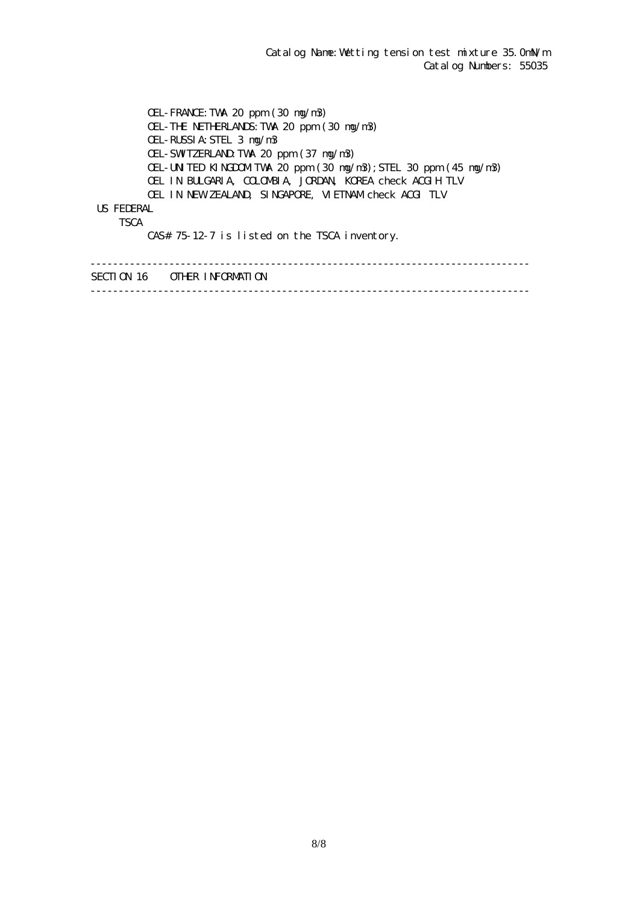OEL-FRANCE:TWA 20 ppm (30 mg/m3)
OEL-THE NETHERLANDS:TWA 20 ppm (30 mg/m3)
OEL-RUSSIA:STEL 3 mg/m3
OEL-SWITZERLAND:TWA 20 ppm (37 mg/m3)
OEL-UNITED KINGDOM:TWA 20 ppm (30 mg/m3);STEL 30 ppm (45 mg/m3)
OEL IN BULGARIA, COLOMBIA, JORDAN, KOREA check ACGIH TLV
OEL IN NEW ZEALAND, SINGAPORE, VIETNAM check ACGI TLV

US FEDERAL

TSCA

CAS# 75-12-7 is listed on the TSCA inventory.

---

## SECTION 16 OTHER INFORMATION

---